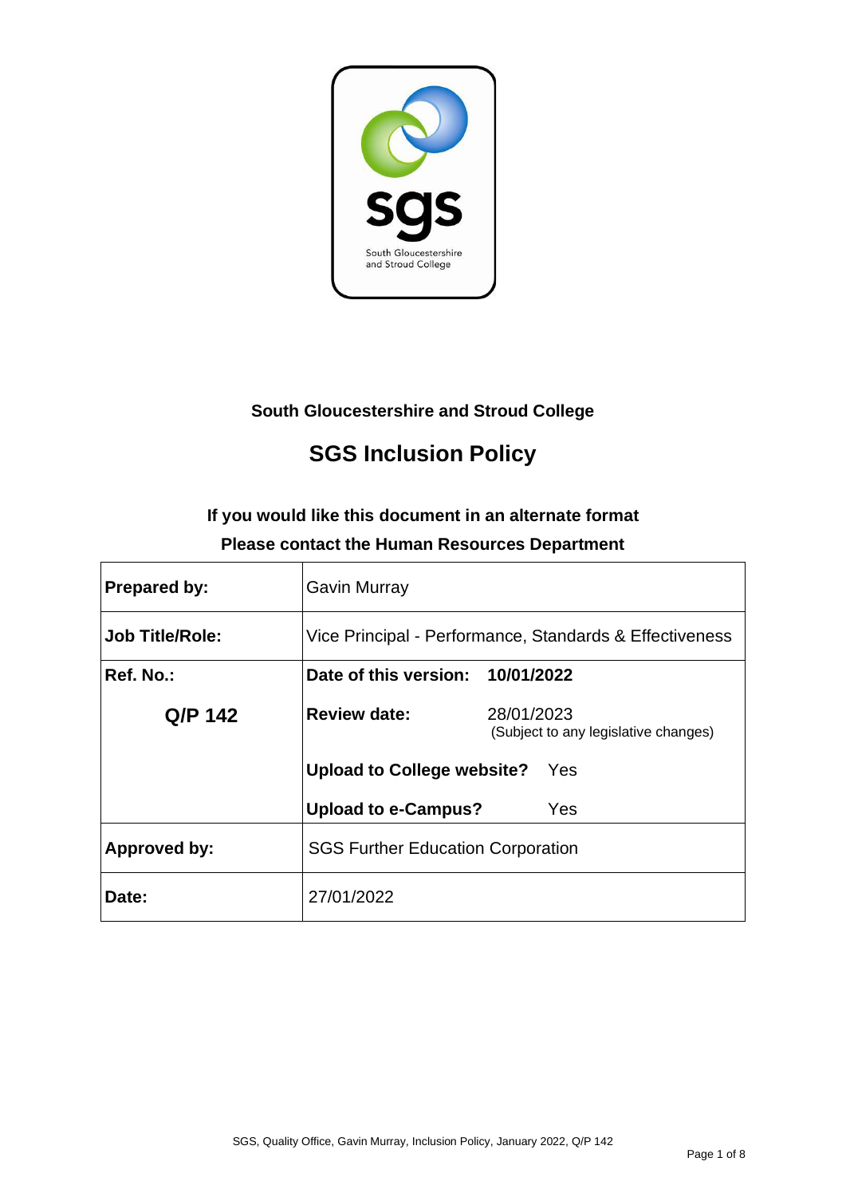**South Gloucestershire and Stroud College**

# SGS Inclusion Policy

**If you would like this document in an alternate format**
**Please contact the Human Resources Department**

| | | |
|---|---|---|
| **Prepared by:** | Gavin Murray | |
| **Job Title/Role:** | Vice Principal - Performance, Standards & Effectiveness | |
| **Ref. No.:** | **Date of this version:** | **10/01/2022** |
| **Q/P 142** | **Review date:** | 28/01/2023 (Subject to any legislative changes) |
| | **Upload to College website?** | Yes |
| | **Upload to e-Campus?** | Yes |
| **Approved by:** | SGS Further Education Corporation | |
| **Date:** | 27/01/2022 | |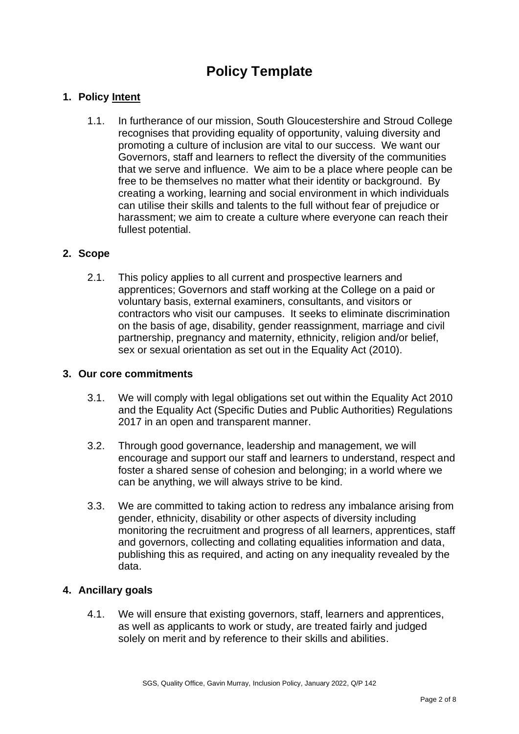# Policy Template

## 1. Policy Intent

1.1. In furtherance of our mission, South Gloucestershire and Stroud College recognises that providing equality of opportunity, valuing diversity and promoting a culture of inclusion are vital to our success. We want our Governors, staff and learners to reflect the diversity of the communities that we serve and influence. We aim to be a place where people can be free to be themselves no matter what their identity or background. By creating a working, learning and social environment in which individuals can utilise their skills and talents to the full without fear of prejudice or harassment; we aim to create a culture where everyone can reach their fullest potential.

## 2. Scope

2.1. This policy applies to all current and prospective learners and apprentices; Governors and staff working at the College on a paid or voluntary basis, external examiners, consultants, and visitors or contractors who visit our campuses. It seeks to eliminate discrimination on the basis of age, disability, gender reassignment, marriage and civil partnership, pregnancy and maternity, ethnicity, religion and/or belief, sex or sexual orientation as set out in the Equality Act (2010).

## 3. Our core commitments

3.1. We will comply with legal obligations set out within the Equality Act 2010 and the Equality Act (Specific Duties and Public Authorities) Regulations 2017 in an open and transparent manner.

3.2. Through good governance, leadership and management, we will encourage and support our staff and learners to understand, respect and foster a shared sense of cohesion and belonging; in a world where we can be anything, we will always strive to be kind.

3.3. We are committed to taking action to redress any imbalance arising from gender, ethnicity, disability or other aspects of diversity including monitoring the recruitment and progress of all learners, apprentices, staff and governors, collecting and collating equalities information and data, publishing this as required, and acting on any inequality revealed by the data.

## 4. Ancillary goals

4.1. We will ensure that existing governors, staff, learners and apprentices, as well as applicants to work or study, are treated fairly and judged solely on merit and by reference to their skills and abilities.

SGS, Quality Office, Gavin Murray, Inclusion Policy, January 2022, Q/P 142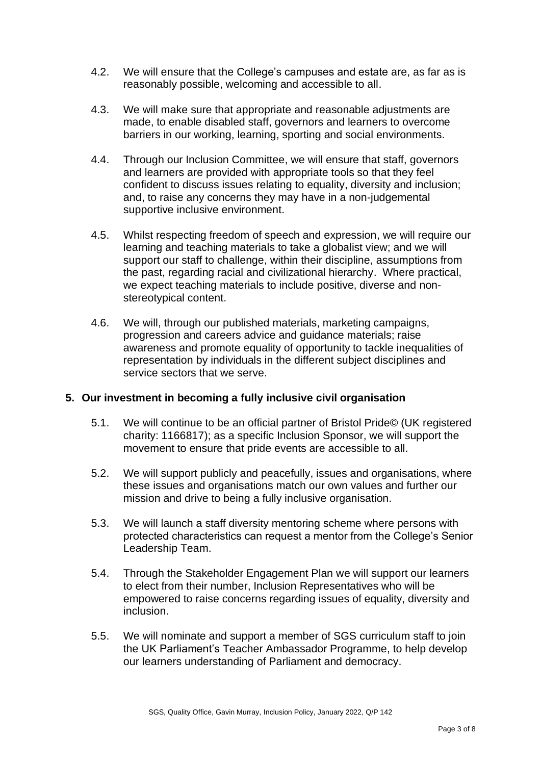4.2. We will ensure that the College's campuses and estate are, as far as is reasonably possible, welcoming and accessible to all.

4.3. We will make sure that appropriate and reasonable adjustments are made, to enable disabled staff, governors and learners to overcome barriers in our working, learning, sporting and social environments.

4.4. Through our Inclusion Committee, we will ensure that staff, governors and learners are provided with appropriate tools so that they feel confident to discuss issues relating to equality, diversity and inclusion; and, to raise any concerns they may have in a non-judgemental supportive inclusive environment.

4.5. Whilst respecting freedom of speech and expression, we will require our learning and teaching materials to take a globalist view; and we will support our staff to challenge, within their discipline, assumptions from the past, regarding racial and civilizational hierarchy. Where practical, we expect teaching materials to include positive, diverse and non-stereotypical content.

4.6. We will, through our published materials, marketing campaigns, progression and careers advice and guidance materials; raise awareness and promote equality of opportunity to tackle inequalities of representation by individuals in the different subject disciplines and service sectors that we serve.

## 5. Our investment in becoming a fully inclusive civil organisation

5.1. We will continue to be an official partner of Bristol Pride© (UK registered charity: 1166817); as a specific Inclusion Sponsor, we will support the movement to ensure that pride events are accessible to all.

5.2. We will support publicly and peacefully, issues and organisations, where these issues and organisations match our own values and further our mission and drive to being a fully inclusive organisation.

5.3. We will launch a staff diversity mentoring scheme where persons with protected characteristics can request a mentor from the College's Senior Leadership Team.

5.4. Through the Stakeholder Engagement Plan we will support our learners to elect from their number, Inclusion Representatives who will be empowered to raise concerns regarding issues of equality, diversity and inclusion.

5.5. We will nominate and support a member of SGS curriculum staff to join the UK Parliament's Teacher Ambassador Programme, to help develop our learners understanding of Parliament and democracy.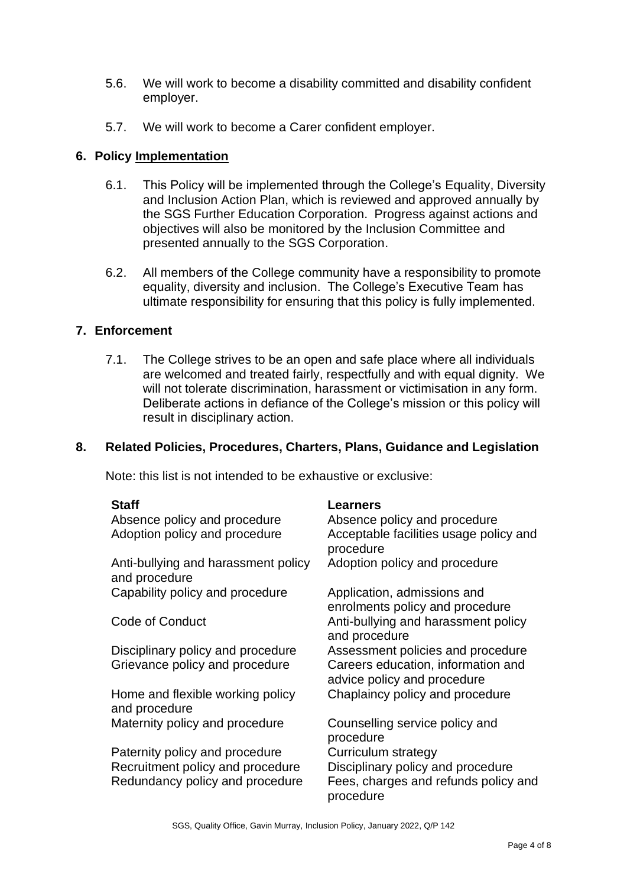5.6. We will work to become a disability committed and disability confident employer.

5.7. We will work to become a Carer confident employer.

## 6. Policy Implementation

6.1. This Policy will be implemented through the College's Equality, Diversity and Inclusion Action Plan, which is reviewed and approved annually by the SGS Further Education Corporation. Progress against actions and objectives will also be monitored by the Inclusion Committee and presented annually to the SGS Corporation.

6.2. All members of the College community have a responsibility to promote equality, diversity and inclusion. The College's Executive Team has ultimate responsibility for ensuring that this policy is fully implemented.

## 7. Enforcement

7.1. The College strives to be an open and safe place where all individuals are welcomed and treated fairly, respectfully and with equal dignity. We will not tolerate discrimination, harassment or victimisation in any form. Deliberate actions in defiance of the College's mission or this policy will result in disciplinary action.

## 8. Related Policies, Procedures, Charters, Plans, Guidance and Legislation

Note: this list is not intended to be exhaustive or exclusive:

| Staff | Learners |
|---|---|
| Absence policy and procedure | Absence policy and procedure |
| Adoption policy and procedure | Acceptable facilities usage policy and procedure |
| Anti-bullying and harassment policy and procedure | Adoption policy and procedure |
| Capability policy and procedure | Application, admissions and enrolments policy and procedure |
| Code of Conduct | Anti-bullying and harassment policy and procedure |
| Disciplinary policy and procedure | Assessment policies and procedure |
| Grievance policy and procedure | Careers education, information and advice policy and procedure |
| Home and flexible working policy and procedure | Chaplaincy policy and procedure |
| Maternity policy and procedure | Counselling service policy and procedure |
| Paternity policy and procedure | Curriculum strategy |
| Recruitment policy and procedure | Disciplinary policy and procedure |
| Redundancy policy and procedure | Fees, charges and refunds policy and procedure |

SGS, Quality Office, Gavin Murray, Inclusion Policy, January 2022, Q/P 142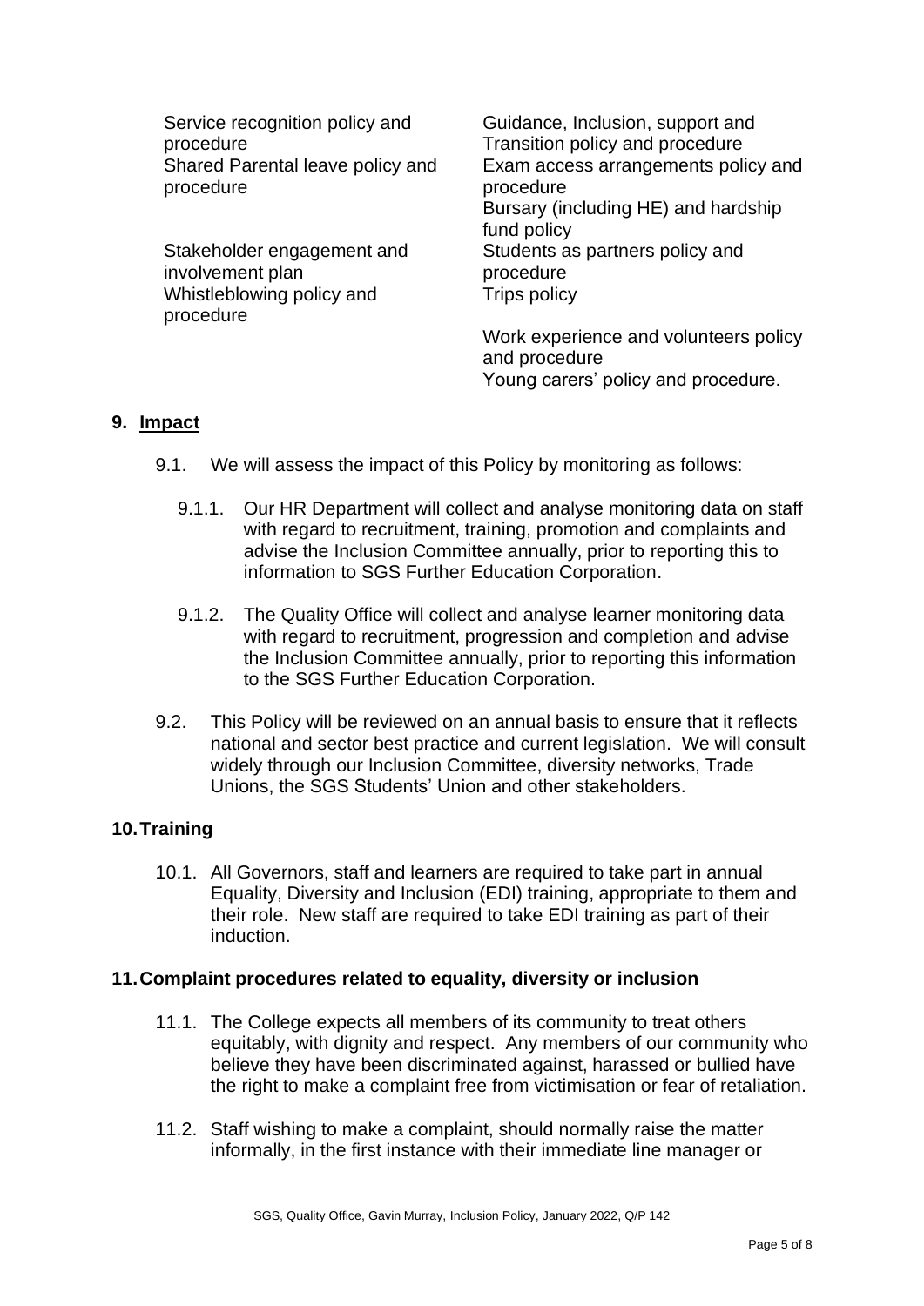- Service recognition policy and procedure
- Shared Parental leave policy and procedure
- Stakeholder engagement and involvement plan
- Whistleblowing policy and procedure
- Guidance, Inclusion, support and Transition policy and procedure
- Exam access arrangements policy and procedure
- Bursary (including HE) and hardship fund policy
- Students as partners policy and procedure
- Trips policy
- Work experience and volunteers policy and procedure
- Young carers' policy and procedure.

## 9. Impact

9.1. We will assess the impact of this Policy by monitoring as follows:

9.1.1. Our HR Department will collect and analyse monitoring data on staff with regard to recruitment, training, promotion and complaints and advise the Inclusion Committee annually, prior to reporting this to information to SGS Further Education Corporation.

9.1.2. The Quality Office will collect and analyse learner monitoring data with regard to recruitment, progression and completion and advise the Inclusion Committee annually, prior to reporting this information to the SGS Further Education Corporation.

9.2. This Policy will be reviewed on an annual basis to ensure that it reflects national and sector best practice and current legislation. We will consult widely through our Inclusion Committee, diversity networks, Trade Unions, the SGS Students' Union and other stakeholders.

## 10. Training

10.1. All Governors, staff and learners are required to take part in annual Equality, Diversity and Inclusion (EDI) training, appropriate to them and their role. New staff are required to take EDI training as part of their induction.

## 11. Complaint procedures related to equality, diversity or inclusion

11.1. The College expects all members of its community to treat others equitably, with dignity and respect. Any members of our community who believe they have been discriminated against, harassed or bullied have the right to make a complaint free from victimisation or fear of retaliation.

11.2. Staff wishing to make a complaint, should normally raise the matter informally, in the first instance with their immediate line manager or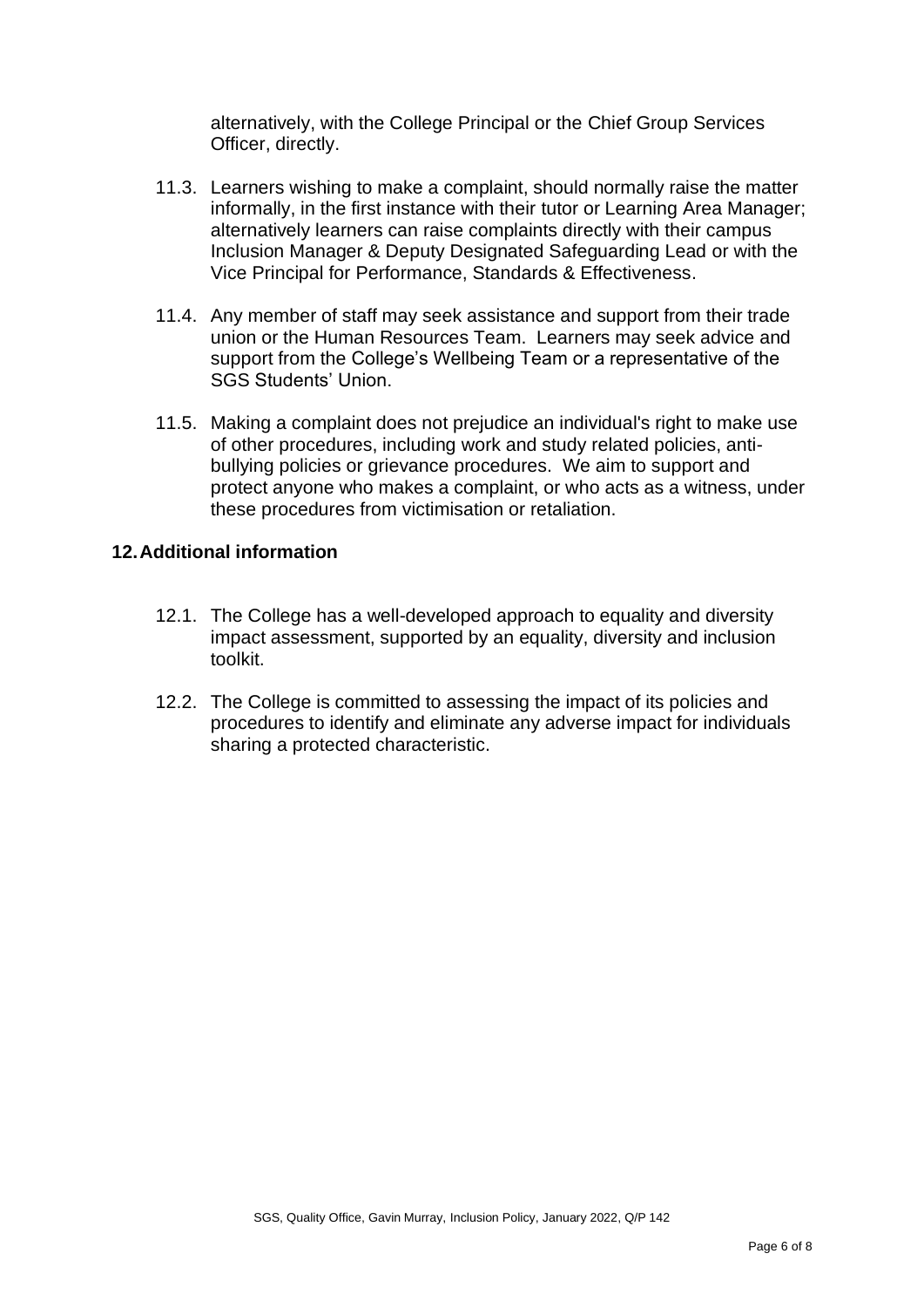alternatively, with the College Principal or the Chief Group Services Officer, directly.

11.3. Learners wishing to make a complaint, should normally raise the matter informally, in the first instance with their tutor or Learning Area Manager; alternatively learners can raise complaints directly with their campus Inclusion Manager & Deputy Designated Safeguarding Lead or with the Vice Principal for Performance, Standards & Effectiveness.

11.4. Any member of staff may seek assistance and support from their trade union or the Human Resources Team. Learners may seek advice and support from the College's Wellbeing Team or a representative of the SGS Students' Union.

11.5. Making a complaint does not prejudice an individual's right to make use of other procedures, including work and study related policies, anti-bullying policies or grievance procedures. We aim to support and protect anyone who makes a complaint, or who acts as a witness, under these procedures from victimisation or retaliation.

## 12. Additional information

12.1. The College has a well-developed approach to equality and diversity impact assessment, supported by an equality, diversity and inclusion toolkit.

12.2. The College is committed to assessing the impact of its policies and procedures to identify and eliminate any adverse impact for individuals sharing a protected characteristic.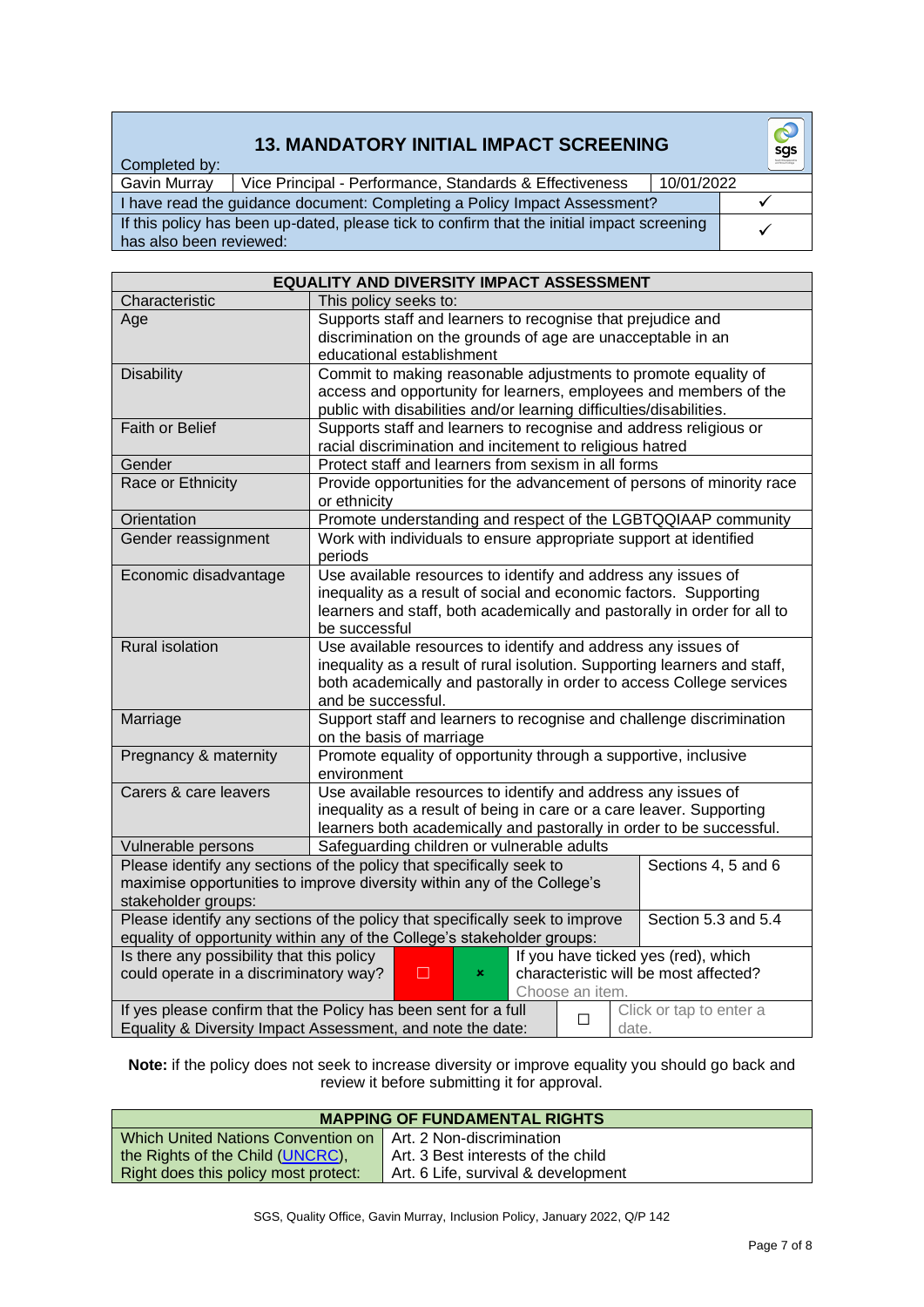| 13. MANDATORY INITIAL IMPACT SCREENING | | | |
|---|---|---|---|
| Completed by: | | | |
| Gavin Murray | Vice Principal - Performance, Standards & Effectiveness | 10/01/2022 | |
| I have read the guidance document: Completing a Policy Impact Assessment? | | | ✓ |
| If this policy has been up-dated, please tick to confirm that the initial impact screening has also been reviewed: | | | ✓ |

| EQUALITY AND DIVERSITY IMPACT ASSESSMENT | |
|---|---|
| Characteristic | This policy seeks to: |
| Age | Supports staff and learners to recognise that prejudice and discrimination on the grounds of age are unacceptable in an educational establishment |
| Disability | Commit to making reasonable adjustments to promote equality of access and opportunity for learners, employees and members of the public with disabilities and/or learning difficulties/disabilities. |
| Faith or Belief | Supports staff and learners to recognise and address religious or racial discrimination and incitement to religious hatred |
| Gender | Protect staff and learners from sexism in all forms |
| Race or Ethnicity | Provide opportunities for the advancement of persons of minority race or ethnicity |
| Orientation | Promote understanding and respect of the LGBTQQIAAP community |
| Gender reassignment | Work with individuals to ensure appropriate support at identified periods |
| Economic disadvantage | Use available resources to identify and address any issues of inequality as a result of social and economic factors. Supporting learners and staff, both academically and pastorally in order for all to be successful |
| Rural isolation | Use available resources to identify and address any issues of inequality as a result of rural isolution. Supporting learners and staff, both academically and pastorally in order to access College services and be successful. |
| Marriage | Support staff and learners to recognise and challenge discrimination on the basis of marriage |
| Pregnancy & maternity | Promote equality of opportunity through a supportive, inclusive environment |
| Carers & care leavers | Use available resources to identify and address any issues of inequality as a result of being in care or a care leaver. Supporting learners both academically and pastorally in order to be successful. |
| Vulnerable persons | Safeguarding children or vulnerable adults |
| Please identify any sections of the policy that specifically seek to maximise opportunities to improve diversity within any of the College's stakeholder groups: | Sections 4, 5 and 6 |
| Please identify any sections of the policy that specifically seek to improve equality of opportunity within any of the College's stakeholder groups: | Section 5.3 and 5.4 |
| Is there any possibility that this policy could operate in a discriminatory way? ☐ ☒ | If you have ticked yes (red), which characteristic will be most affected? Choose an item. |
| If yes please confirm that the Policy has been sent for a full Equality & Diversity Impact Assessment, and note the date: ☐ | Click or tap to enter a date. |

**Note:** if the policy does not seek to increase diversity or improve equality you should go back and review it before submitting it for approval.

| MAPPING OF FUNDAMENTAL RIGHTS | |
|---|---|
| Which United Nations Convention on the Rights of the Child (UNCRC), Right does this policy most protect: | Art. 2 Non-discrimination<br>Art. 3 Best interests of the child<br>Art. 6 Life, survival & development |

SGS, Quality Office, Gavin Murray, Inclusion Policy, January 2022, Q/P 142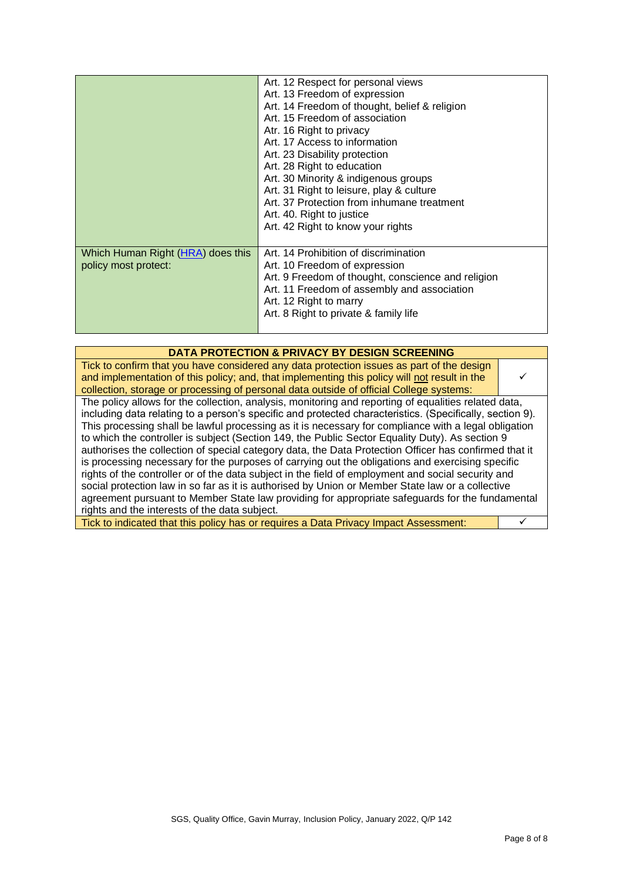| | |
|---|---|
| | Art. 12 Respect for personal views<br>Art. 13 Freedom of expression<br>Art. 14 Freedom of thought, belief & religion<br>Art. 15 Freedom of association<br>Atr. 16 Right to privacy<br>Art. 17 Access to information<br>Art. 23 Disability protection<br>Art. 28 Right to education<br>Art. 30 Minority & indigenous groups<br>Art. 31 Right to leisure, play & culture<br>Art. 37 Protection from inhumane treatment<br>Art. 40. Right to justice<br>Art. 42 Right to know your rights |
| Which Human Right (HRA) does this policy most protect: | Art. 14 Prohibition of discrimination<br>Art. 10 Freedom of expression<br>Art. 9 Freedom of thought, conscience and religion<br>Art. 11 Freedom of assembly and association<br>Art. 12 Right to marry<br>Art. 8 Right to private & family life |

| DATA PROTECTION & PRIVACY BY DESIGN SCREENING | |
|---|---|
| Tick to confirm that you have considered any data protection issues as part of the design and implementation of this policy; and, that implementing this policy will not result in the collection, storage or processing of personal data outside of official College systems: | ✓ |
| The policy allows for the collection, analysis, monitoring and reporting of equalities related data, including data relating to a person's specific and protected characteristics. (Specifically, section 9). This processing shall be lawful processing as it is necessary for compliance with a legal obligation to which the controller is subject (Section 149, the Public Sector Equality Duty). As section 9 authorises the collection of special category data, the Data Protection Officer has confirmed that it is processing necessary for the purposes of carrying out the obligations and exercising specific rights of the controller or of the data subject in the field of employment and social security and social protection law in so far as it is authorised by Union or Member State law or a collective agreement pursuant to Member State law providing for appropriate safeguards for the fundamental rights and the interests of the data subject. | |
| Tick to indicated that this policy has or requires a Data Privacy Impact Assessment: | ✓ |

SGS, Quality Office, Gavin Murray, Inclusion Policy, January 2022, Q/P 142